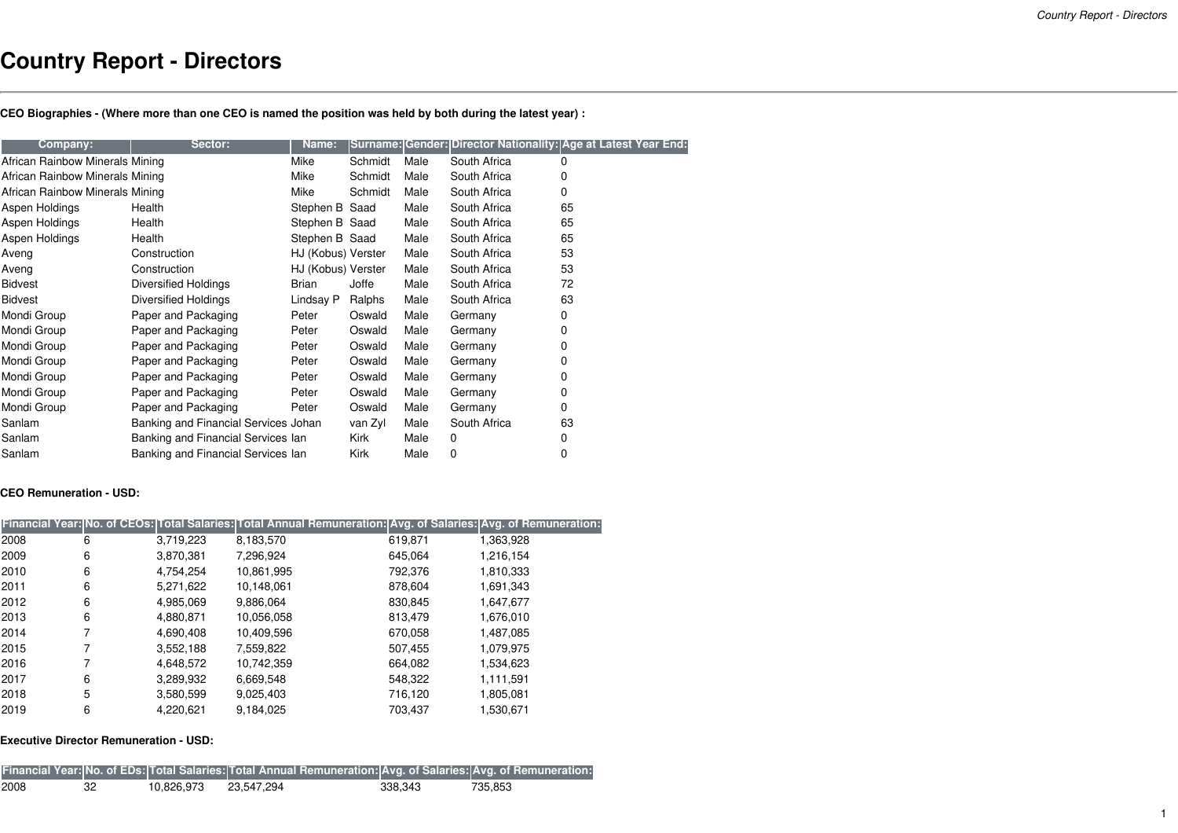# Country Report - Directors

**CEO Biographies - (Where more than one CEO is named the position was held by both during the latest year) :**

| Company: | Sector: | Name: | Surname: | Gender: | Director Nationality: | Age at Latest Year End: |
|---|---|---|---|---|---|---|
| African Rainbow Minerals | Mining | Mike | Schmidt | Male | South Africa | 0 |
| African Rainbow Minerals | Mining | Mike | Schmidt | Male | South Africa | 0 |
| African Rainbow Minerals | Mining | Mike | Schmidt | Male | South Africa | 0 |
| Aspen Holdings | Health | Stephen B | Saad | Male | South Africa | 65 |
| Aspen Holdings | Health | Stephen B | Saad | Male | South Africa | 65 |
| Aspen Holdings | Health | Stephen B | Saad | Male | South Africa | 65 |
| Aveng | Construction | HJ (Kobus) | Verster | Male | South Africa | 53 |
| Aveng | Construction | HJ (Kobus) | Verster | Male | South Africa | 53 |
| Bidvest | Diversified Holdings | Brian | Joffe | Male | South Africa | 72 |
| Bidvest | Diversified Holdings | Lindsay P | Ralphs | Male | South Africa | 63 |
| Mondi Group | Paper and Packaging | Peter | Oswald | Male | Germany | 0 |
| Mondi Group | Paper and Packaging | Peter | Oswald | Male | Germany | 0 |
| Mondi Group | Paper and Packaging | Peter | Oswald | Male | Germany | 0 |
| Mondi Group | Paper and Packaging | Peter | Oswald | Male | Germany | 0 |
| Mondi Group | Paper and Packaging | Peter | Oswald | Male | Germany | 0 |
| Mondi Group | Paper and Packaging | Peter | Oswald | Male | Germany | 0 |
| Mondi Group | Paper and Packaging | Peter | Oswald | Male | Germany | 0 |
| Sanlam | Banking and Financial Services | Johan | van Zyl | Male | South Africa | 63 |
| Sanlam | Banking and Financial Services | Ian | Kirk | Male | 0 | 0 |
| Sanlam | Banking and Financial Services | Ian | Kirk | Male | 0 | 0 |

**CEO Remuneration - USD:**

| Financial Year: | No. of CEOs: | Total Salaries: | Total Annual Remuneration: | Avg. of Salaries: | Avg. of Remuneration: |
|---|---|---|---|---|---|
| 2008 | 6 | 3,719,223 | 8,183,570 | 619,871 | 1,363,928 |
| 2009 | 6 | 3,870,381 | 7,296,924 | 645,064 | 1,216,154 |
| 2010 | 6 | 4,754,254 | 10,861,995 | 792,376 | 1,810,333 |
| 2011 | 6 | 5,271,622 | 10,148,061 | 878,604 | 1,691,343 |
| 2012 | 6 | 4,985,069 | 9,886,064 | 830,845 | 1,647,677 |
| 2013 | 6 | 4,880,871 | 10,056,058 | 813,479 | 1,676,010 |
| 2014 | 7 | 4,690,408 | 10,409,596 | 670,058 | 1,487,085 |
| 2015 | 7 | 3,552,188 | 7,559,822 | 507,455 | 1,079,975 |
| 2016 | 7 | 4,648,572 | 10,742,359 | 664,082 | 1,534,623 |
| 2017 | 6 | 3,289,932 | 6,669,548 | 548,322 | 1,111,591 |
| 2018 | 5 | 3,580,599 | 9,025,403 | 716,120 | 1,805,081 |
| 2019 | 6 | 4,220,621 | 9,184,025 | 703,437 | 1,530,671 |

**Executive Director Remuneration - USD:**

| Financial Year: | No. of EDs: | Total Salaries: | Total Annual Remuneration: | Avg. of Salaries: | Avg. of Remuneration: |
|---|---|---|---|---|---|
| 2008 | 32 | 10,826,973 | 23,547,294 | 338,343 | 735,853 |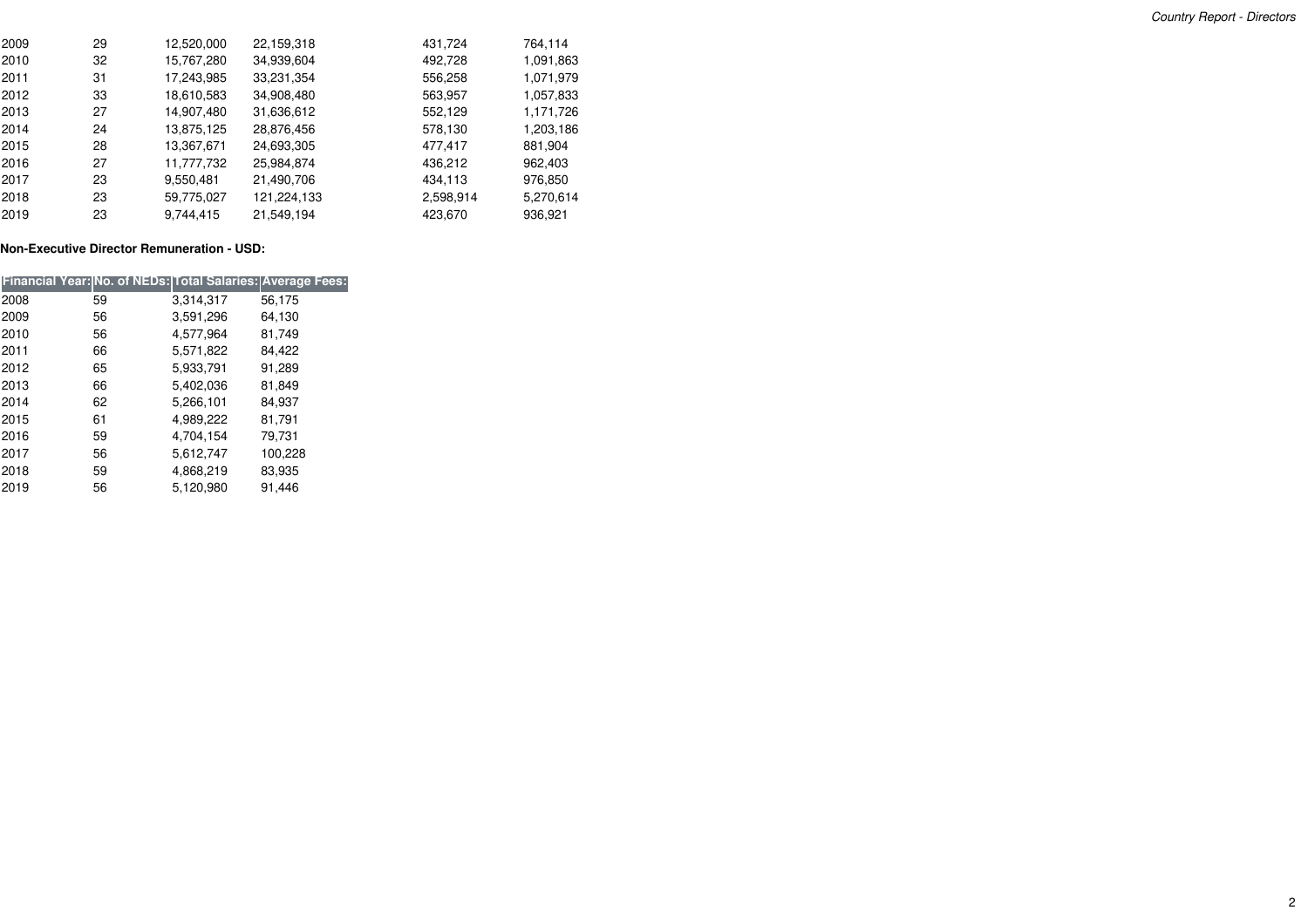| | | | | | |
|---|---|---|---|---|---|
| 2009 | 29 | 12,520,000 | 22,159,318 | 431,724 | 764,114 |
| 2010 | 32 | 15,767,280 | 34,939,604 | 492,728 | 1,091,863 |
| 2011 | 31 | 17,243,985 | 33,231,354 | 556,258 | 1,071,979 |
| 2012 | 33 | 18,610,583 | 34,908,480 | 563,957 | 1,057,833 |
| 2013 | 27 | 14,907,480 | 31,636,612 | 552,129 | 1,171,726 |
| 2014 | 24 | 13,875,125 | 28,876,456 | 578,130 | 1,203,186 |
| 2015 | 28 | 13,367,671 | 24,693,305 | 477,417 | 881,904 |
| 2016 | 27 | 11,777,732 | 25,984,874 | 436,212 | 962,403 |
| 2017 | 23 | 9,550,481 | 21,490,706 | 434,113 | 976,850 |
| 2018 | 23 | 59,775,027 | 121,224,133 | 2,598,914 | 5,270,614 |
| 2019 | 23 | 9,744,415 | 21,549,194 | 423,670 | 936,921 |

**Non-Executive Director Remuneration - USD:**

| Financial Year: | No. of NEDs: | Total Salaries: | Average Fees: |
|---|---|---|---|
| 2008 | 59 | 3,314,317 | 56,175 |
| 2009 | 56 | 3,591,296 | 64,130 |
| 2010 | 56 | 4,577,964 | 81,749 |
| 2011 | 66 | 5,571,822 | 84,422 |
| 2012 | 65 | 5,933,791 | 91,289 |
| 2013 | 66 | 5,402,036 | 81,849 |
| 2014 | 62 | 5,266,101 | 84,937 |
| 2015 | 61 | 4,989,222 | 81,791 |
| 2016 | 59 | 4,704,154 | 79,731 |
| 2017 | 56 | 5,612,747 | 100,228 |
| 2018 | 59 | 4,868,219 | 83,935 |
| 2019 | 56 | 5,120,980 | 91,446 |